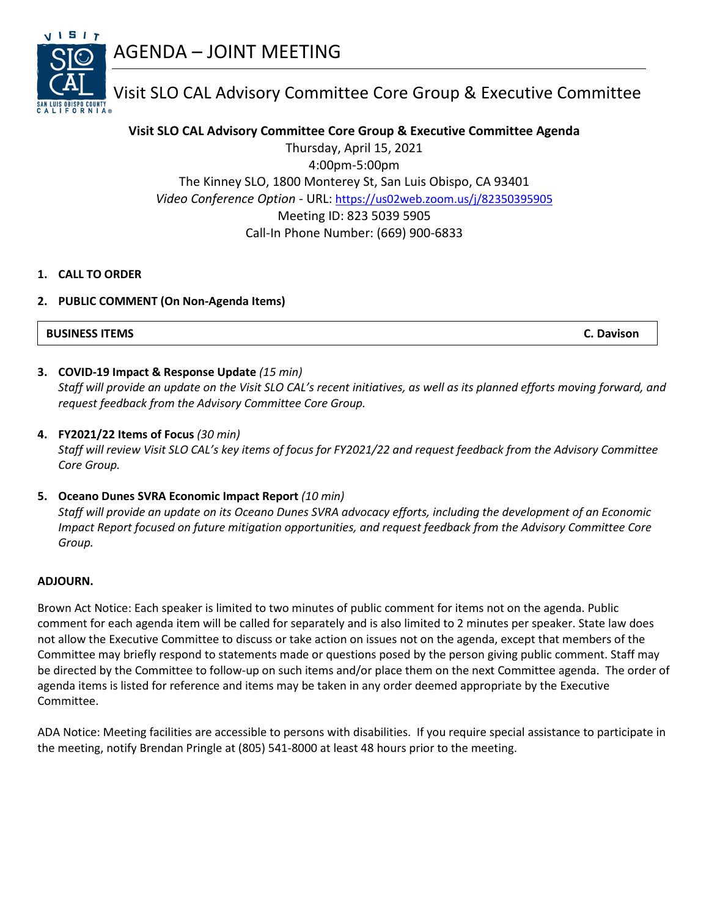# AGENDA – JOINT MEETING

## Visit SLO CAL Advisory Committee Core Group & Executive Committee

**Visit SLO CAL Advisory Committee Core Group & Executive Committee Agenda**

Thursday, April 15, 2021

4:00pm-5:00pm

The Kinney SLO, 1800 Monterey St, San Luis Obispo, CA 93401

*Video Conference Option* - URL: https://us02web.zoom.us/j/82350395905

Meeting ID: 823 5039 5905

Call-In Phone Number: (669) 900-6833

1. **CALL TO ORDER**

2. **PUBLIC COMMENT (On Non-Agenda Items)**

| **BUSINESS ITEMS** | **C. Davison** |
|---|---|

3. **COVID-19 Impact & Response Update** *(15 min)*
   *Staff will provide an update on the Visit SLO CAL's recent initiatives, as well as its planned efforts moving forward, and request feedback from the Advisory Committee Core Group.*

4. **FY2021/22 Items of Focus** *(30 min)*
   *Staff will review Visit SLO CAL's key items of focus for FY2021/22 and request feedback from the Advisory Committee Core Group.*

5. **Oceano Dunes SVRA Economic Impact Report** *(10 min)*
   *Staff will provide an update on its Oceano Dunes SVRA advocacy efforts, including the development of an Economic Impact Report focused on future mitigation opportunities, and request feedback from the Advisory Committee Core Group.*

**ADJOURN.**

Brown Act Notice: Each speaker is limited to two minutes of public comment for items not on the agenda. Public comment for each agenda item will be called for separately and is also limited to 2 minutes per speaker. State law does not allow the Executive Committee to discuss or take action on issues not on the agenda, except that members of the Committee may briefly respond to statements made or questions posed by the person giving public comment. Staff may be directed by the Committee to follow-up on such items and/or place them on the next Committee agenda. The order of agenda items is listed for reference and items may be taken in any order deemed appropriate by the Executive Committee.

ADA Notice: Meeting facilities are accessible to persons with disabilities. If you require special assistance to participate in the meeting, notify Brendan Pringle at (805) 541-8000 at least 48 hours prior to the meeting.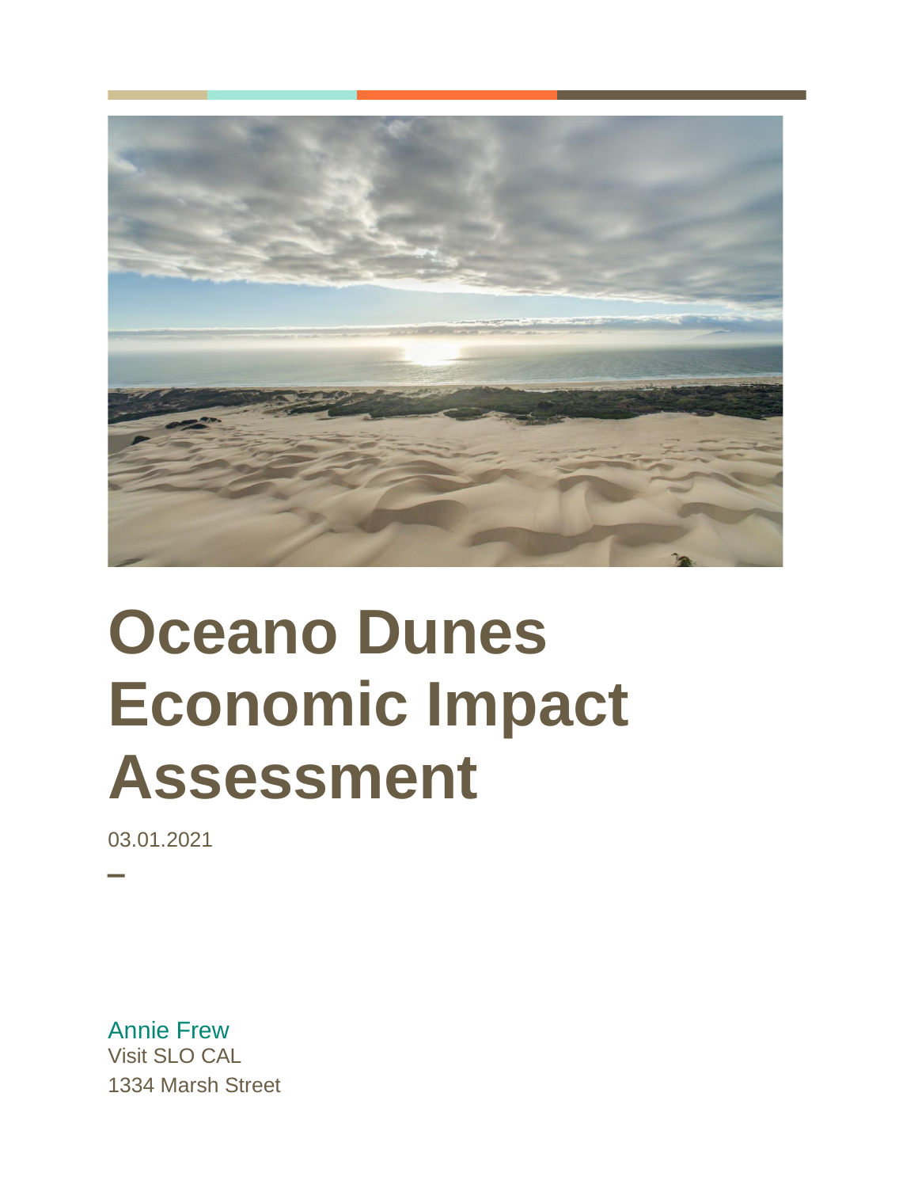# Oceano Dunes Economic Impact Assessment

03.01.2021

–

Annie Frew
Visit SLO CAL
1334 Marsh Street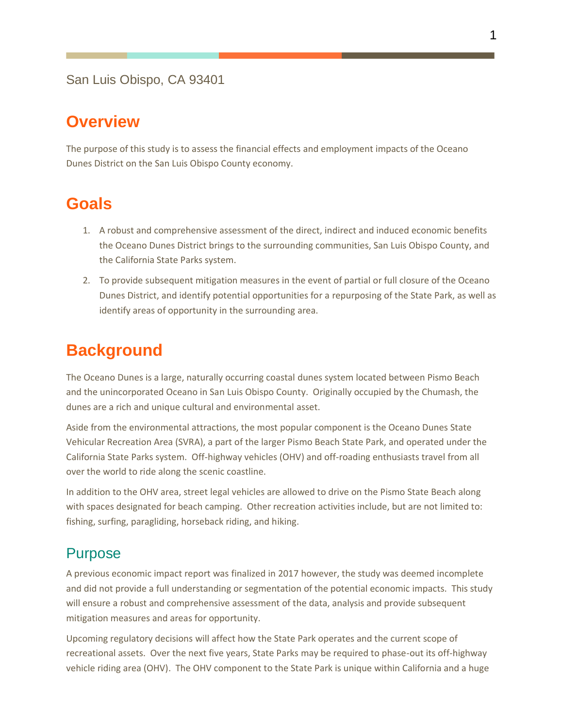San Luis Obispo, CA 93401

# Overview

The purpose of this study is to assess the financial effects and employment impacts of the Oceano Dunes District on the San Luis Obispo County economy.

# Goals

1. A robust and comprehensive assessment of the direct, indirect and induced economic benefits the Oceano Dunes District brings to the surrounding communities, San Luis Obispo County, and the California State Parks system.
2. To provide subsequent mitigation measures in the event of partial or full closure of the Oceano Dunes District, and identify potential opportunities for a repurposing of the State Park, as well as identify areas of opportunity in the surrounding area.

# Background

The Oceano Dunes is a large, naturally occurring coastal dunes system located between Pismo Beach and the unincorporated Oceano in San Luis Obispo County. Originally occupied by the Chumash, the dunes are a rich and unique cultural and environmental asset.

Aside from the environmental attractions, the most popular component is the Oceano Dunes State Vehicular Recreation Area (SVRA), a part of the larger Pismo Beach State Park, and operated under the California State Parks system. Off-highway vehicles (OHV) and off-roading enthusiasts travel from all over the world to ride along the scenic coastline.

In addition to the OHV area, street legal vehicles are allowed to drive on the Pismo State Beach along with spaces designated for beach camping. Other recreation activities include, but are not limited to: fishing, surfing, paragliding, horseback riding, and hiking.

## Purpose

A previous economic impact report was finalized in 2017 however, the study was deemed incomplete and did not provide a full understanding or segmentation of the potential economic impacts. This study will ensure a robust and comprehensive assessment of the data, analysis and provide subsequent mitigation measures and areas for opportunity.

Upcoming regulatory decisions will affect how the State Park operates and the current scope of recreational assets. Over the next five years, State Parks may be required to phase-out its off-highway vehicle riding area (OHV). The OHV component to the State Park is unique within California and a huge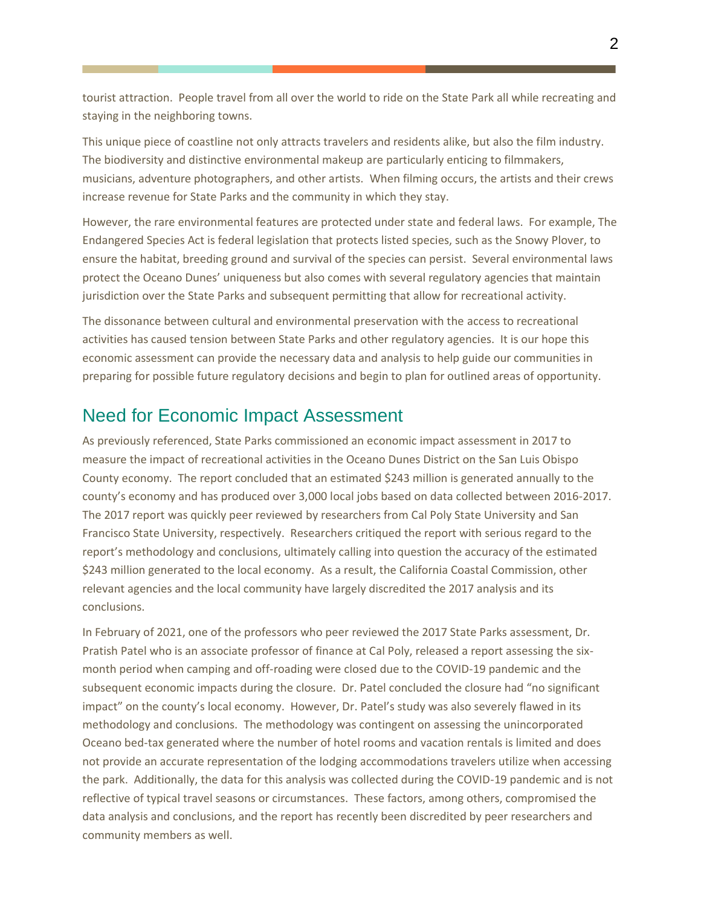tourist attraction. People travel from all over the world to ride on the State Park all while recreating and staying in the neighboring towns.

This unique piece of coastline not only attracts travelers and residents alike, but also the film industry. The biodiversity and distinctive environmental makeup are particularly enticing to filmmakers, musicians, adventure photographers, and other artists. When filming occurs, the artists and their crews increase revenue for State Parks and the community in which they stay.

However, the rare environmental features are protected under state and federal laws. For example, The Endangered Species Act is federal legislation that protects listed species, such as the Snowy Plover, to ensure the habitat, breeding ground and survival of the species can persist. Several environmental laws protect the Oceano Dunes' uniqueness but also comes with several regulatory agencies that maintain jurisdiction over the State Parks and subsequent permitting that allow for recreational activity.

The dissonance between cultural and environmental preservation with the access to recreational activities has caused tension between State Parks and other regulatory agencies. It is our hope this economic assessment can provide the necessary data and analysis to help guide our communities in preparing for possible future regulatory decisions and begin to plan for outlined areas of opportunity.

## Need for Economic Impact Assessment

As previously referenced, State Parks commissioned an economic impact assessment in 2017 to measure the impact of recreational activities in the Oceano Dunes District on the San Luis Obispo County economy. The report concluded that an estimated $243 million is generated annually to the county's economy and has produced over 3,000 local jobs based on data collected between 2016-2017. The 2017 report was quickly peer reviewed by researchers from Cal Poly State University and San Francisco State University, respectively. Researchers critiqued the report with serious regard to the report's methodology and conclusions, ultimately calling into question the accuracy of the estimated $243 million generated to the local economy. As a result, the California Coastal Commission, other relevant agencies and the local community have largely discredited the 2017 analysis and its conclusions.

In February of 2021, one of the professors who peer reviewed the 2017 State Parks assessment, Dr. Pratish Patel who is an associate professor of finance at Cal Poly, released a report assessing the six-month period when camping and off-roading were closed due to the COVID-19 pandemic and the subsequent economic impacts during the closure. Dr. Patel concluded the closure had "no significant impact" on the county's local economy. However, Dr. Patel's study was also severely flawed in its methodology and conclusions. The methodology was contingent on assessing the unincorporated Oceano bed-tax generated where the number of hotel rooms and vacation rentals is limited and does not provide an accurate representation of the lodging accommodations travelers utilize when accessing the park. Additionally, the data for this analysis was collected during the COVID-19 pandemic and is not reflective of typical travel seasons or circumstances. These factors, among others, compromised the data analysis and conclusions, and the report has recently been discredited by peer researchers and community members as well.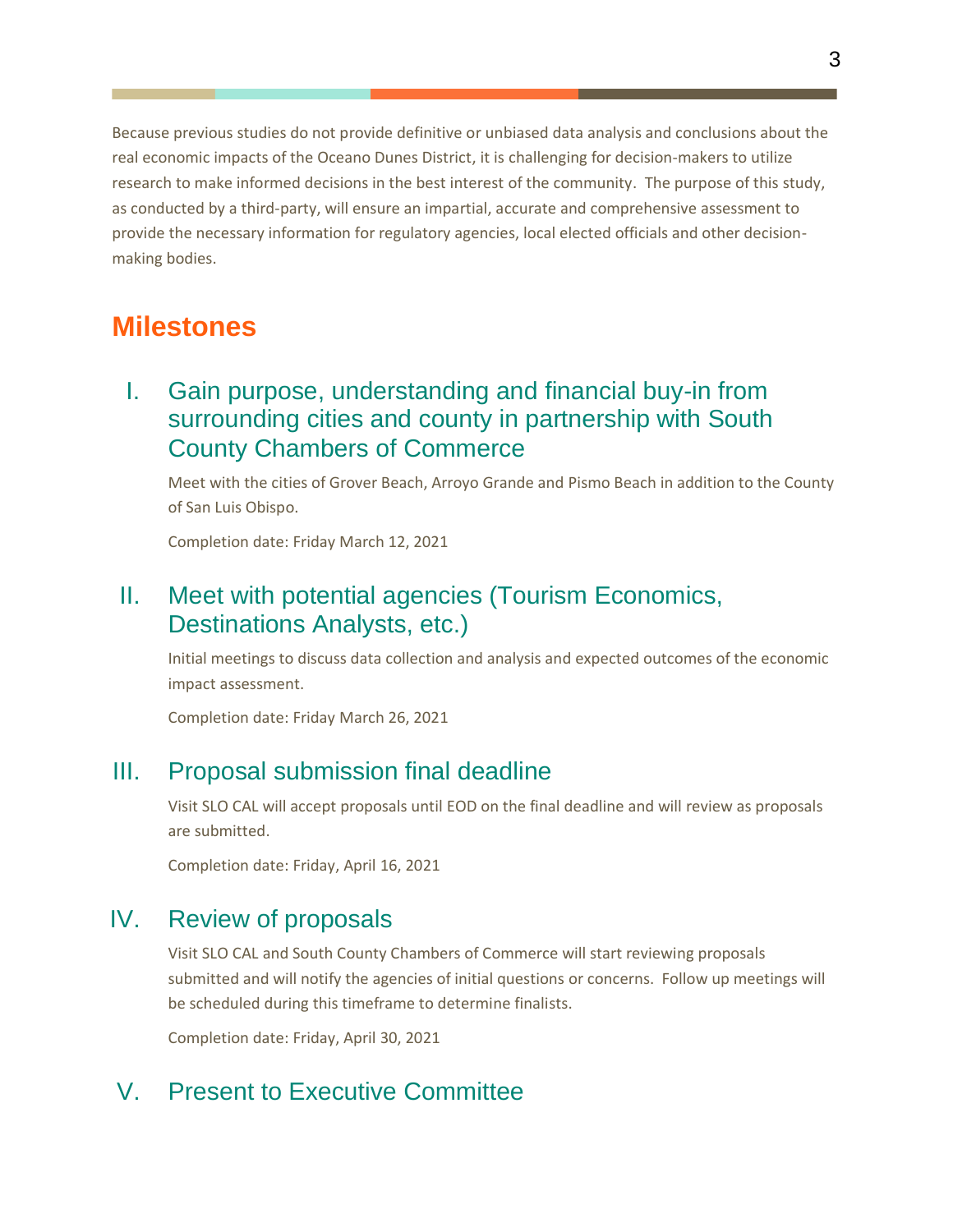Because previous studies do not provide definitive or unbiased data analysis and conclusions about the real economic impacts of the Oceano Dunes District, it is challenging for decision-makers to utilize research to make informed decisions in the best interest of the community. The purpose of this study, as conducted by a third-party, will ensure an impartial, accurate and comprehensive assessment to provide the necessary information for regulatory agencies, local elected officials and other decision-making bodies.

## Milestones

### I. Gain purpose, understanding and financial buy-in from surrounding cities and county in partnership with South County Chambers of Commerce

Meet with the cities of Grover Beach, Arroyo Grande and Pismo Beach in addition to the County of San Luis Obispo.

Completion date: Friday March 12, 2021

### II. Meet with potential agencies (Tourism Economics, Destinations Analysts, etc.)

Initial meetings to discuss data collection and analysis and expected outcomes of the economic impact assessment.

Completion date: Friday March 26, 2021

### III. Proposal submission final deadline

Visit SLO CAL will accept proposals until EOD on the final deadline and will review as proposals are submitted.

Completion date: Friday, April 16, 2021

### IV. Review of proposals

Visit SLO CAL and South County Chambers of Commerce will start reviewing proposals submitted and will notify the agencies of initial questions or concerns. Follow up meetings will be scheduled during this timeframe to determine finalists.

Completion date: Friday, April 30, 2021

### V. Present to Executive Committee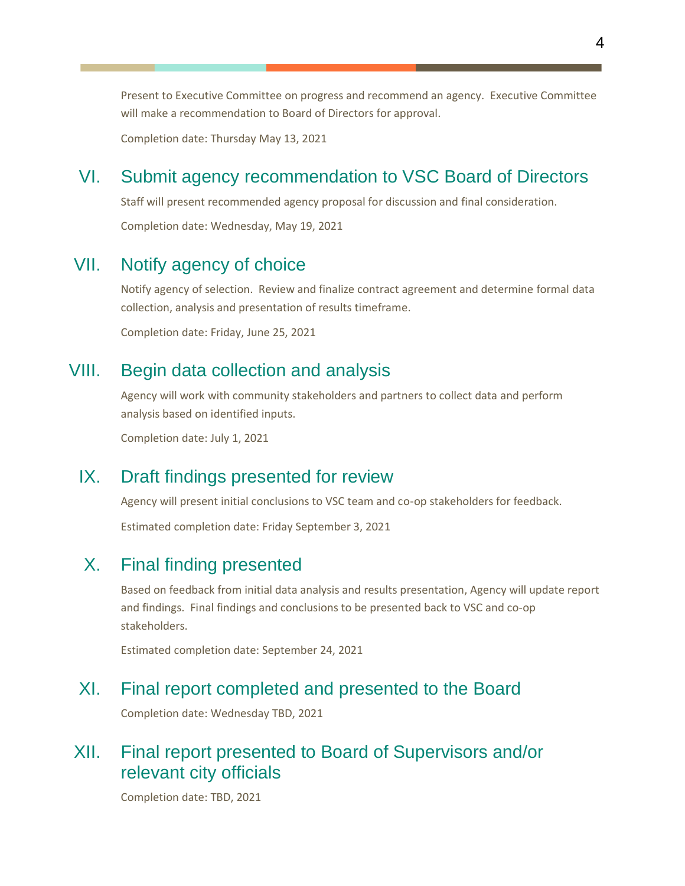Present to Executive Committee on progress and recommend an agency. Executive Committee will make a recommendation to Board of Directors for approval.

Completion date: Thursday May 13, 2021

## VI. Submit agency recommendation to VSC Board of Directors

Staff will present recommended agency proposal for discussion and final consideration.

Completion date: Wednesday, May 19, 2021

## VII. Notify agency of choice

Notify agency of selection. Review and finalize contract agreement and determine formal data collection, analysis and presentation of results timeframe.

Completion date: Friday, June 25, 2021

## VIII. Begin data collection and analysis

Agency will work with community stakeholders and partners to collect data and perform analysis based on identified inputs.

Completion date: July 1, 2021

## IX. Draft findings presented for review

Agency will present initial conclusions to VSC team and co-op stakeholders for feedback.

Estimated completion date: Friday September 3, 2021

## X. Final finding presented

Based on feedback from initial data analysis and results presentation, Agency will update report and findings. Final findings and conclusions to be presented back to VSC and co-op stakeholders.

Estimated completion date: September 24, 2021

## XI. Final report completed and presented to the Board

Completion date: Wednesday TBD, 2021

## XII. Final report presented to Board of Supervisors and/or relevant city officials

Completion date: TBD, 2021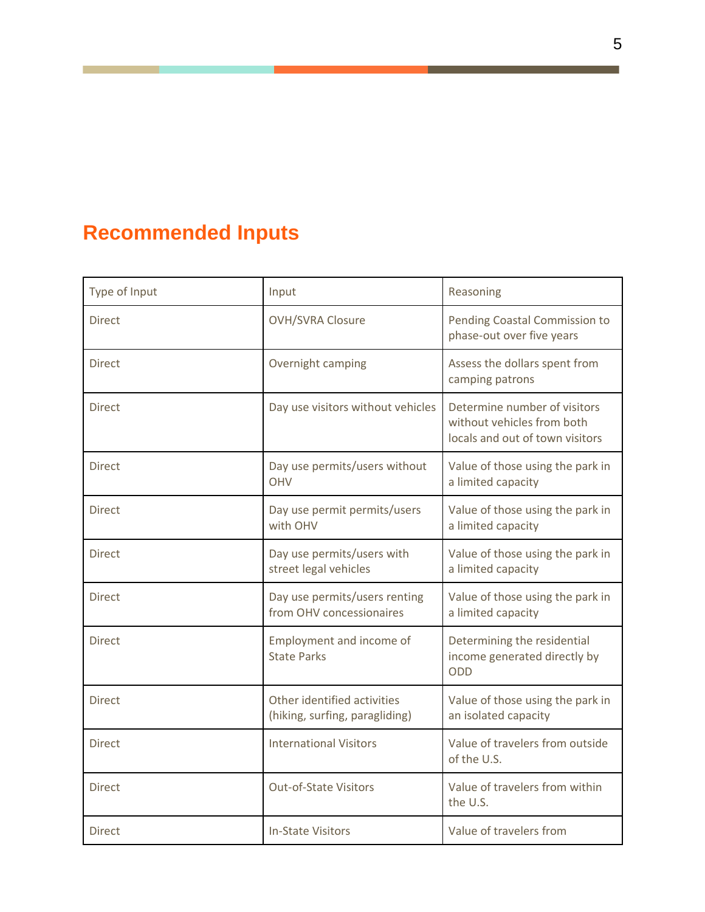## Recommended Inputs

| Type of Input | Input | Reasoning |
| --- | --- | --- |
| Direct | OVH/SVRA Closure | Pending Coastal Commission to phase-out over five years |
| Direct | Overnight camping | Assess the dollars spent from camping patrons |
| Direct | Day use visitors without vehicles | Determine number of visitors without vehicles from both locals and out of town visitors |
| Direct | Day use permits/users without OHV | Value of those using the park in a limited capacity |
| Direct | Day use permit permits/users with OHV | Value of those using the park in a limited capacity |
| Direct | Day use permits/users with street legal vehicles | Value of those using the park in a limited capacity |
| Direct | Day use permits/users renting from OHV concessionaires | Value of those using the park in a limited capacity |
| Direct | Employment and income of State Parks | Determining the residential income generated directly by ODD |
| Direct | Other identified activities (hiking, surfing, paragliding) | Value of those using the park in an isolated capacity |
| Direct | International Visitors | Value of travelers from outside of the U.S. |
| Direct | Out-of-State Visitors | Value of travelers from within the U.S. |
| Direct | In-State Visitors | Value of travelers from |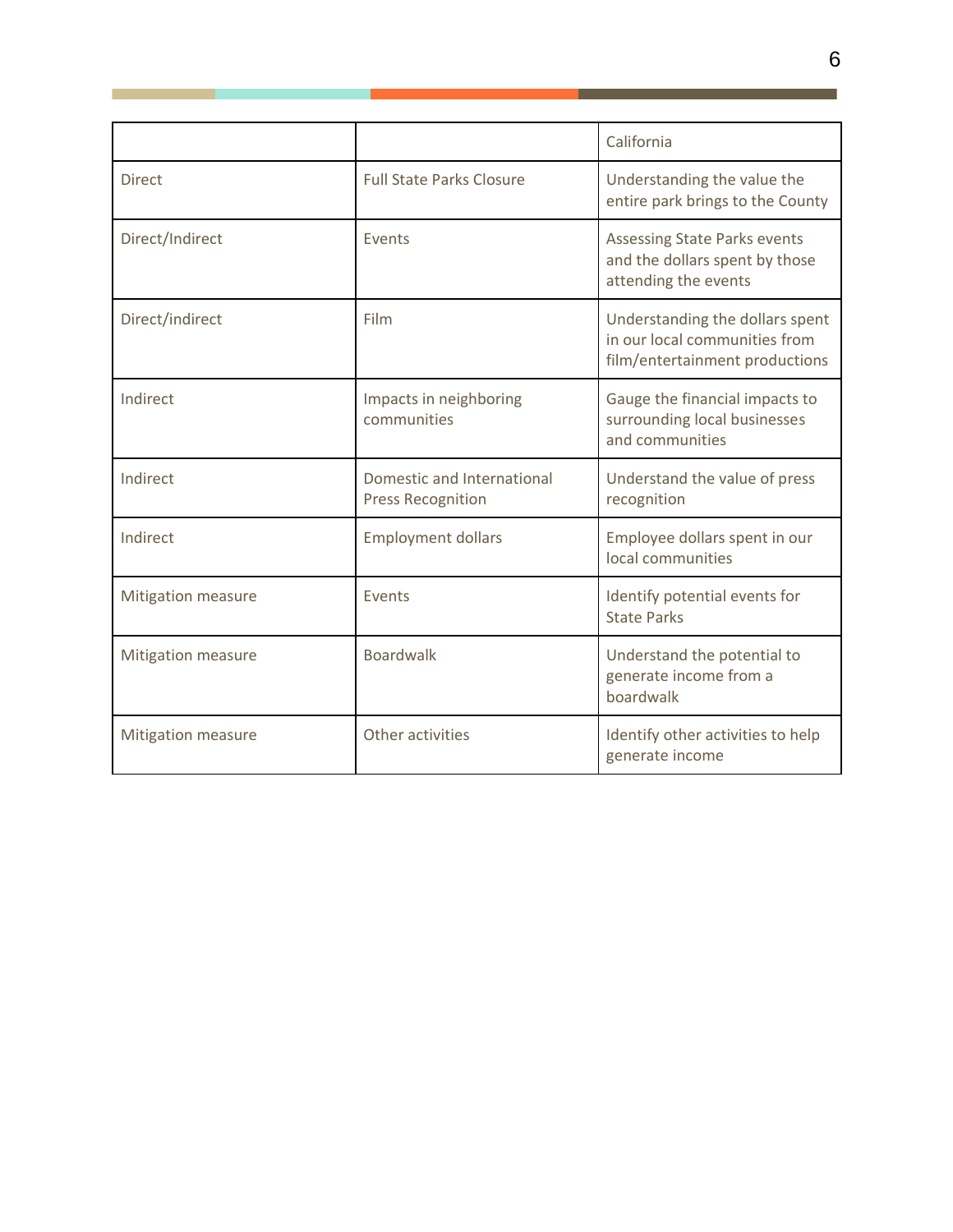| | | |
|---|---|---|
| | | California |
| Direct | Full State Parks Closure | Understanding the value the entire park brings to the County |
| Direct/Indirect | Events | Assessing State Parks events and the dollars spent by those attending the events |
| Direct/indirect | Film | Understanding the dollars spent in our local communities from film/entertainment productions |
| Indirect | Impacts in neighboring communities | Gauge the financial impacts to surrounding local businesses and communities |
| Indirect | Domestic and International Press Recognition | Understand the value of press recognition |
| Indirect | Employment dollars | Employee dollars spent in our local communities |
| Mitigation measure | Events | Identify potential events for State Parks |
| Mitigation measure | Boardwalk | Understand the potential to generate income from a boardwalk |
| Mitigation measure | Other activities | Identify other activities to help generate income |